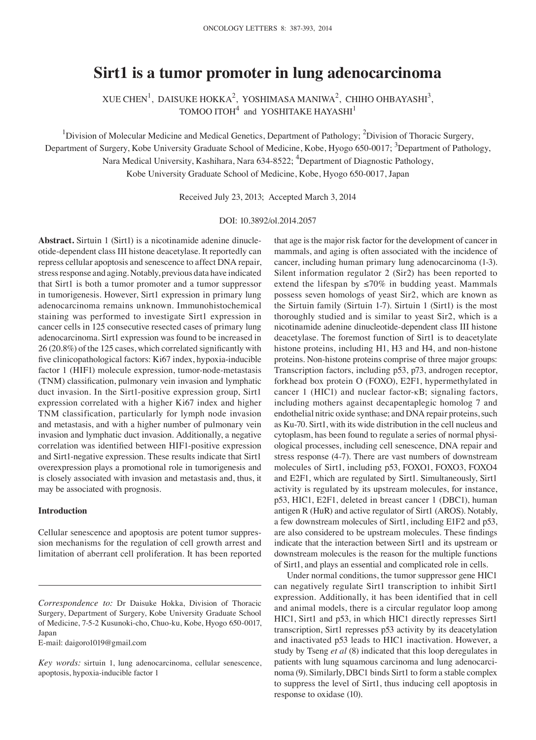# Sirt1 is a tumor promoter in lung adenocarcinoma

XUE CHEN[1], DAISUKE HOKKA[2], YOSHIMASA MANIWA[2], CHIHO OHBAYASHI[3], TOMOO ITOH[4] and YOSHITAKE HAYASHI[1]

[1]Division of Molecular Medicine and Medical Genetics, Department of Pathology; [2]Division of Thoracic Surgery, Department of Surgery, Kobe University Graduate School of Medicine, Kobe, Hyogo 650-0017; [3]Department of Pathology, Nara Medical University, Kashihara, Nara 634-8522; [4]Department of Diagnostic Pathology, Kobe University Graduate School of Medicine, Kobe, Hyogo 650-0017, Japan

Received July 23, 2013; Accepted March 3, 2014

DOI: 10.3892/ol.2014.2057

**Abstract.** Sirtuin 1 (Sirt1) is a nicotinamide adenine dinucleotide-dependent class III histone deacetylase. It reportedly can repress cellular apoptosis and senescence to affect DNA repair, stress response and aging. Notably, previous data have indicated that Sirt1 is both a tumor promoter and a tumor suppressor in tumorigenesis. However, Sirt1 expression in primary lung adenocarcinoma remains unknown. Immunohistochemical staining was performed to investigate Sirt1 expression in cancer cells in 125 consecutive resected cases of primary lung adenocarcinoma. Sirt1 expression was found to be increased in 26 (20.8%) of the 125 cases, which correlated significantly with five clinicopathological factors: Ki67 index, hypoxia-inducible factor 1 (HIF1) molecule expression, tumor-node-metastasis (TNM) classification, pulmonary vein invasion and lymphatic duct invasion. In the Sirt1-positive expression group, Sirt1 expression correlated with a higher Ki67 index and higher TNM classification, particularly for lymph node invasion and metastasis, and with a higher number of pulmonary vein invasion and lymphatic duct invasion. Additionally, a negative correlation was identified between HIF1-positive expression and Sirt1-negative expression. These results indicate that Sirt1 overexpression plays a promotional role in tumorigenesis and is closely associated with invasion and metastasis and, thus, it may be associated with prognosis.

## Introduction

Cellular senescence and apoptosis are potent tumor suppression mechanisms for the regulation of cell growth arrest and limitation of aberrant cell proliferation. It has been reported that age is the major risk factor for the development of cancer in mammals, and aging is often associated with the incidence of cancer, including human primary lung adenocarcinoma (1-3). Silent information regulator 2 (Sir2) has been reported to extend the lifespan by ≤70% in budding yeast. Mammals possess seven homologs of yeast Sir2, which are known as the Sirtuin family (Sirtuin 1-7). Sirtuin 1 (Sirt1) is the most thoroughly studied and is similar to yeast Sir2, which is a nicotinamide adenine dinucleotide-dependent class III histone deacetylase. The foremost function of Sirt1 is to deacetylate histone proteins, including H1, H3 and H4, and non-histone proteins. Non-histone proteins comprise of three major groups: Transcription factors, including p53, p73, androgen receptor, forkhead box protein O (FOXO), E2F1, hypermethylated in cancer 1 (HIC1) and nuclear factor-κB; signaling factors, including mothers against decapentaplegic homolog 7 and endothelial nitric oxide synthase; and DNA repair proteins, such as Ku-70. Sirt1, with its wide distribution in the cell nucleus and cytoplasm, has been found to regulate a series of normal physiological processes, including cell senescence, DNA repair and stress response (4-7). There are vast numbers of downstream molecules of Sirt1, including p53, FOXO1, FOXO3, FOXO4 and E2F1, which are regulated by Sirt1. Simultaneously, Sirt1 activity is regulated by its upstream molecules, for instance, p53, HIC1, E2F1, deleted in breast cancer 1 (DBC1), human antigen R (HuR) and active regulator of Sirt1 (AROS). Notably, a few downstream molecules of Sirt1, including E1F2 and p53, are also considered to be upstream molecules. These findings indicate that the interaction between Sirt1 and its upstream or downstream molecules is the reason for the multiple functions of Sirt1, and plays an essential and complicated role in cells.

Under normal conditions, the tumor suppressor gene HIC1 can negatively regulate Sirt1 transcription to inhibit Sirt1 expression. Additionally, it has been identified that in cell and animal models, there is a circular regulator loop among HIC1, Sirt1 and p53, in which HIC1 directly represses Sirt1 transcription, Sirt1 represses p53 activity by its deacetylation and inactivated p53 leads to HIC1 inactivation. However, a study by Tseng *et al* (8) indicated that this loop deregulates in patients with lung squamous carcinoma and lung adenocarcinoma (9). Similarly, DBC1 binds Sirt1 to form a stable complex to suppress the level of Sirt1, thus inducing cell apoptosis in response to oxidase (10).

*Correspondence to:* Dr Daisuke Hokka, Division of Thoracic Surgery, Department of Surgery, Kobe University Graduate School of Medicine, 7-5-2 Kusunoki-cho, Chuo-ku, Kobe, Hyogo 650-0017, Japan
E-mail: daigoro1019@gmail.com

*Key words:* sirtuin 1, lung adenocarcinoma, cellular senescence, apoptosis, hypoxia-inducible factor 1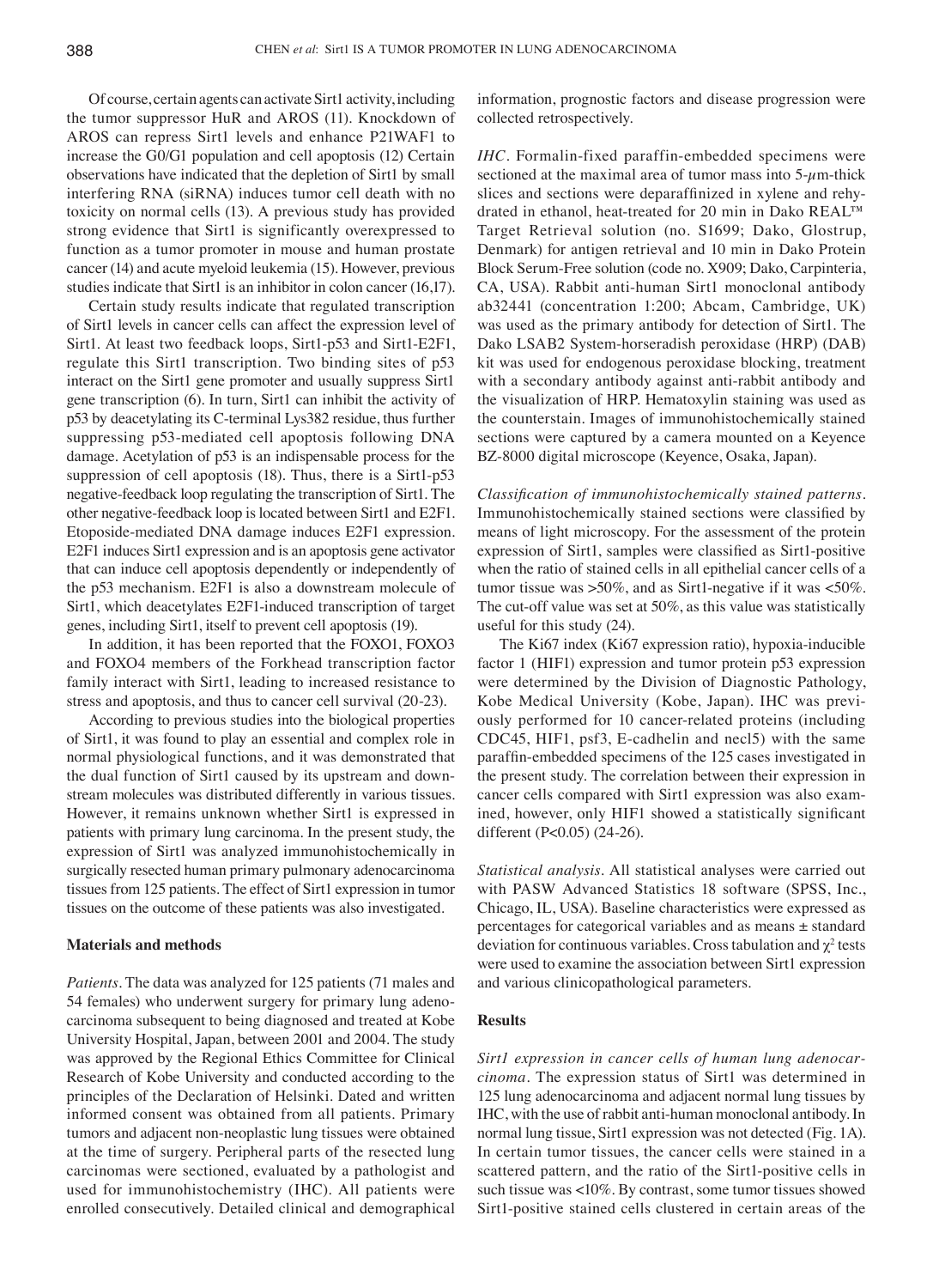Of course, certain agents can activate Sirt1 activity, including the tumor suppressor HuR and AROS (11). Knockdown of AROS can repress Sirt1 levels and enhance P21WAF1 to increase the G0/G1 population and cell apoptosis (12) Certain observations have indicated that the depletion of Sirt1 by small interfering RNA (siRNA) induces tumor cell death with no toxicity on normal cells (13). A previous study has provided strong evidence that Sirt1 is significantly overexpressed to function as a tumor promoter in mouse and human prostate cancer (14) and acute myeloid leukemia (15). However, previous studies indicate that Sirt1 is an inhibitor in colon cancer (16,17).

Certain study results indicate that regulated transcription of Sirt1 levels in cancer cells can affect the expression level of Sirt1. At least two feedback loops, Sirt1-p53 and Sirt1-E2F1, regulate this Sirt1 transcription. Two binding sites of p53 interact on the Sirt1 gene promoter and usually suppress Sirt1 gene transcription (6). In turn, Sirt1 can inhibit the activity of p53 by deacetylating its C-terminal Lys382 residue, thus further suppressing p53-mediated cell apoptosis following DNA damage. Acetylation of p53 is an indispensable process for the suppression of cell apoptosis (18). Thus, there is a Sirt1-p53 negative-feedback loop regulating the transcription of Sirt1. The other negative-feedback loop is located between Sirt1 and E2F1. Etoposide-mediated DNA damage induces E2F1 expression. E2F1 induces Sirt1 expression and is an apoptosis gene activator that can induce cell apoptosis dependently or independently of the p53 mechanism. E2F1 is also a downstream molecule of Sirt1, which deacetylates E2F1-induced transcription of target genes, including Sirt1, itself to prevent cell apoptosis (19).

In addition, it has been reported that the FOXO1, FOXO3 and FOXO4 members of the Forkhead transcription factor family interact with Sirt1, leading to increased resistance to stress and apoptosis, and thus to cancer cell survival (20-23).

According to previous studies into the biological properties of Sirt1, it was found to play an essential and complex role in normal physiological functions, and it was demonstrated that the dual function of Sirt1 caused by its upstream and downstream molecules was distributed differently in various tissues. However, it remains unknown whether Sirt1 is expressed in patients with primary lung carcinoma. In the present study, the expression of Sirt1 was analyzed immunohistochemically in surgically resected human primary pulmonary adenocarcinoma tissues from 125 patients. The effect of Sirt1 expression in tumor tissues on the outcome of these patients was also investigated.

## Materials and methods

*Patients.* The data was analyzed for 125 patients (71 males and 54 females) who underwent surgery for primary lung adenocarcinoma subsequent to being diagnosed and treated at Kobe University Hospital, Japan, between 2001 and 2004. The study was approved by the Regional Ethics Committee for Clinical Research of Kobe University and conducted according to the principles of the Declaration of Helsinki. Dated and written informed consent was obtained from all patients. Primary tumors and adjacent non-neoplastic lung tissues were obtained at the time of surgery. Peripheral parts of the resected lung carcinomas were sectioned, evaluated by a pathologist and used for immunohistochemistry (IHC). All patients were enrolled consecutively. Detailed clinical and demographical information, prognostic factors and disease progression were collected retrospectively.

*IHC.* Formalin-fixed paraffin-embedded specimens were sectioned at the maximal area of tumor mass into 5-$\mu$m-thick slices and sections were deparaffinized in xylene and rehydrated in ethanol, heat-treated for 20 min in Dako REAL™ Target Retrieval solution (no. S1699; Dako, Glostrup, Denmark) for antigen retrieval and 10 min in Dako Protein Block Serum-Free solution (code no. X909; Dako, Carpinteria, CA, USA). Rabbit anti-human Sirt1 monoclonal antibody ab32441 (concentration 1:200; Abcam, Cambridge, UK) was used as the primary antibody for detection of Sirt1. The Dako LSAB2 System-horseradish peroxidase (HRP) (DAB) kit was used for endogenous peroxidase blocking, treatment with a secondary antibody against anti-rabbit antibody and the visualization of HRP. Hematoxylin staining was used as the counterstain. Images of immunohistochemically stained sections were captured by a camera mounted on a Keyence BZ-8000 digital microscope (Keyence, Osaka, Japan).

*Classification of immunohistochemically stained patterns.* Immunohistochemically stained sections were classified by means of light microscopy. For the assessment of the protein expression of Sirt1, samples were classified as Sirt1-positive when the ratio of stained cells in all epithelial cancer cells of a tumor tissue was >50%, and as Sirt1-negative if it was <50%. The cut-off value was set at 50%, as this value was statistically useful for this study (24).

The Ki67 index (Ki67 expression ratio), hypoxia-inducible factor 1 (HIF1) expression and tumor protein p53 expression were determined by the Division of Diagnostic Pathology, Kobe Medical University (Kobe, Japan). IHC was previously performed for 10 cancer-related proteins (including CDC45, HIF1, psf3, E-cadhelin and necl5) with the same paraffin-embedded specimens of the 125 cases investigated in the present study. The correlation between their expression in cancer cells compared with Sirt1 expression was also examined, however, only HIF1 showed a statistically significant different ($P<0.05$) (24-26).

*Statistical analysis.* All statistical analyses were carried out with PASW Advanced Statistics 18 software (SPSS, Inc., Chicago, IL, USA). Baseline characteristics were expressed as percentages for categorical variables and as means ± standard deviation for continuous variables. Cross tabulation and $\chi^2$ tests were used to examine the association between Sirt1 expression and various clinicopathological parameters.

## Results

*Sirt1 expression in cancer cells of human lung adenocarcinoma.* The expression status of Sirt1 was determined in 125 lung adenocarcinoma and adjacent normal lung tissues by IHC, with the use of rabbit anti-human monoclonal antibody. In normal lung tissue, Sirt1 expression was not detected (Fig. 1A). In certain tumor tissues, the cancer cells were stained in a scattered pattern, and the ratio of the Sirt1-positive cells in such tissue was <10%. By contrast, some tumor tissues showed Sirt1-positive stained cells clustered in certain areas of the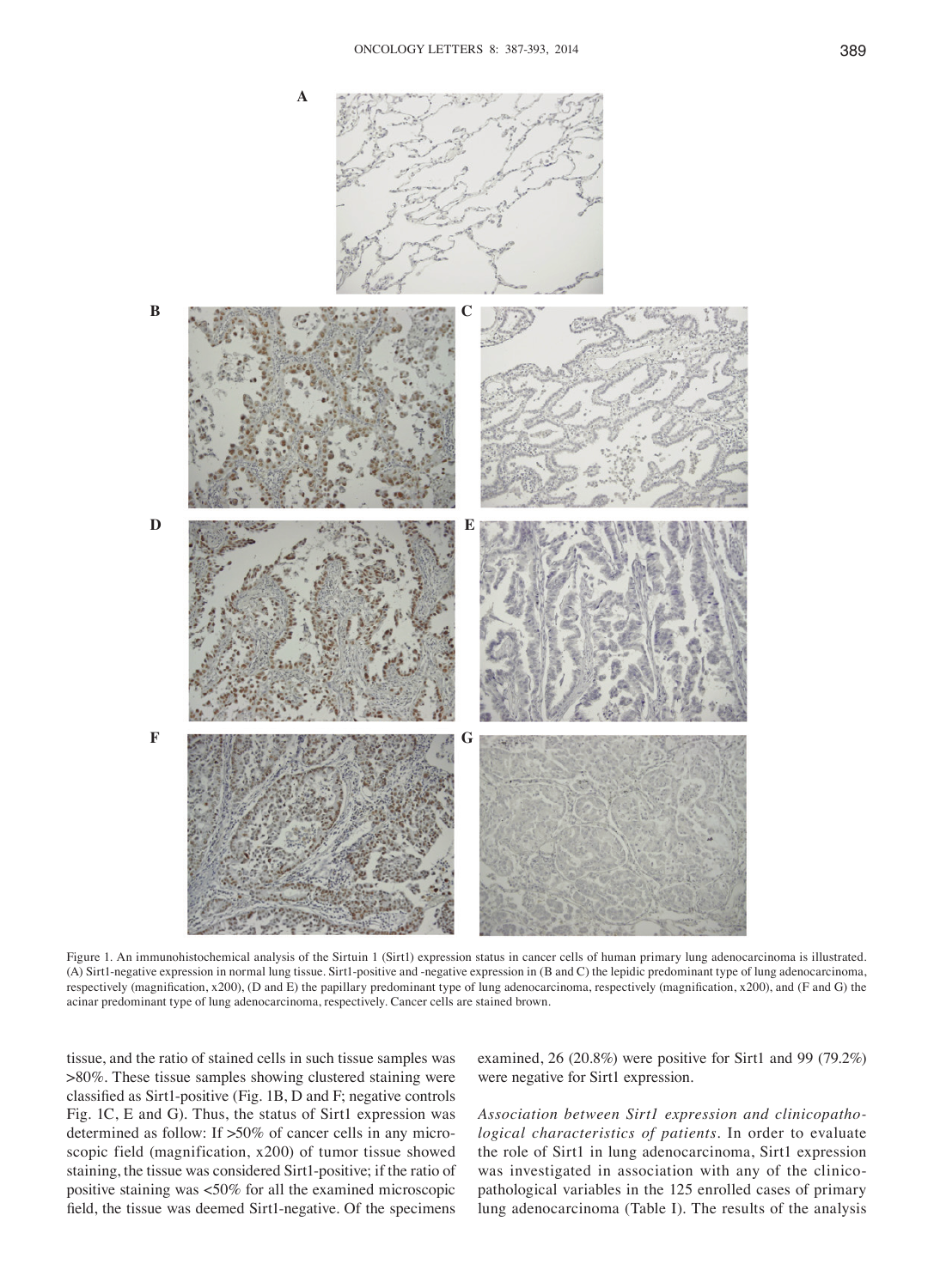Figure 1. An immunohistochemical analysis of the Sirtuin 1 (Sirt1) expression status in cancer cells of human primary lung adenocarcinoma is illustrated. (A) Sirt1-negative expression in normal lung tissue. Sirt1-positive and -negative expression in (B and C) the lepidic predominant type of lung adenocarcinoma, respectively (magnification, x200), (D and E) the papillary predominant type of lung adenocarcinoma, respectively (magnification, x200), and (F and G) the acinar predominant type of lung adenocarcinoma, respectively. Cancer cells are stained brown.

tissue, and the ratio of stained cells in such tissue samples was >80%. These tissue samples showing clustered staining were classified as Sirt1-positive (Fig. 1B, D and F; negative controls Fig. 1C, E and G). Thus, the status of Sirt1 expression was determined as follow: If >50% of cancer cells in any microscopic field (magnification, x200) of tumor tissue showed staining, the tissue was considered Sirt1-positive; if the ratio of positive staining was <50% for all the examined microscopic field, the tissue was deemed Sirt1-negative. Of the specimens examined, 26 (20.8%) were positive for Sirt1 and 99 (79.2%) were negative for Sirt1 expression.

*Association between Sirt1 expression and clinicopathological characteristics of patients.* In order to evaluate the role of Sirt1 in lung adenocarcinoma, Sirt1 expression was investigated in association with any of the clinicopathological variables in the 125 enrolled cases of primary lung adenocarcinoma (Table I). The results of the analysis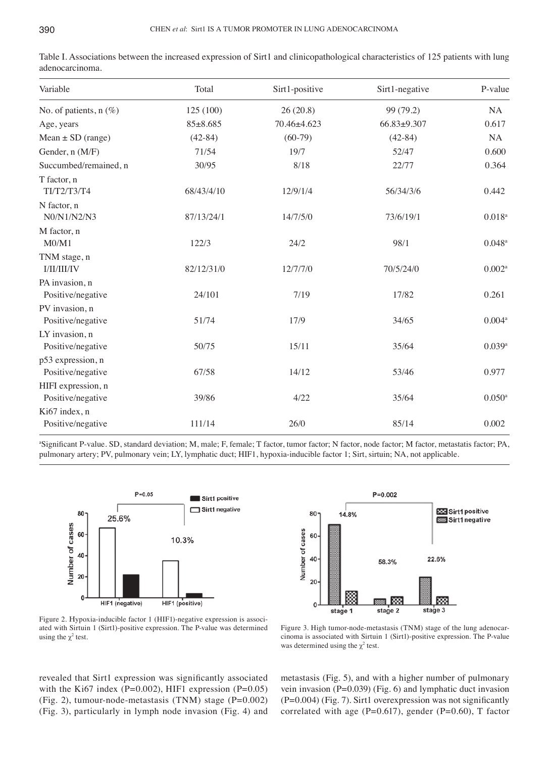Table I. Associations between the increased expression of Sirt1 and clinicopathological characteristics of 125 patients with lung adenocarcinoma.

| Variable | Total | Sirt1-positive | Sirt1-negative | P-value |
|---|---|---|---|---|
| No. of patients, n (%) | 125 (100) | 26 (20.8) | 99 (79.2) | NA |
| Age, years | 85±8.685 | 70.46±4.623 | 66.83±9.307 | 0.617 |
| Mean ± SD (range) | (42-84) | (60-79) | (42-84) | NA |
| Gender, n (M/F) | 71/54 | 19/7 | 52/47 | 0.600 |
| Succumbed/remained, n | 30/95 | 8/18 | 22/77 | 0.364 |
| T factor, n | | | | |
| TI/T2/T3/T4 | 68/43/4/10 | 12/9/1/4 | 56/34/3/6 | 0.442 |
| N factor, n | | | | |
| N0/N1/N2/N3 | 87/13/24/1 | 14/7/5/0 | 73/6/19/1 | 0.018[a] |
| M factor, n | | | | |
| M0/M1 | 122/3 | 24/2 | 98/1 | 0.048[a] |
| TNM stage, n | | | | |
| I/II/III/IV | 82/12/31/0 | 12/7/7/0 | 70/5/24/0 | 0.002[a] |
| PA invasion, n | | | | |
| Positive/negative | 24/101 | 7/19 | 17/82 | 0.261 |
| PV invasion, n | | | | |
| Positive/negative | 51/74 | 17/9 | 34/65 | 0.004[a] |
| LY invasion, n | | | | |
| Positive/negative | 50/75 | 15/11 | 35/64 | 0.039[a] |
| p53 expression, n | | | | |
| Positive/negative | 67/58 | 14/12 | 53/46 | 0.977 |
| HIFI expression, n | | | | |
| Positive/negative | 39/86 | 4/22 | 35/64 | 0.050[a] |
| Ki67 index, n | | | | |
| Positive/negative | 111/14 | 26/0 | 85/14 | 0.002 |

[a]Significant P-value. SD, standard deviation; M, male; F, female; T factor, tumor factor; N factor, node factor; M factor, metastatis factor; PA, pulmonary artery; PV, pulmonary vein; LY, lymphatic duct; HIF1, hypoxia-inducible factor 1; Sirt, sirtuin; NA, not applicable.

Figure 2. Hypoxia-inducible factor 1 (HIF1)-negative expression is associated with Sirtuin 1 (Sirt1)-positive expression. The P-value was determined using the $\chi^2$ test.

Figure 3. High tumor-node-metastasis (TNM) stage of the lung adenocarcinoma is associated with Sirtuin 1 (Sirt1)-positive expression. The P-value was determined using the $\chi^2$ test.

revealed that Sirt1 expression was significantly associated with the Ki67 index (P=0.002), HIF1 expression (P=0.05) (Fig. 2), tumour-node-metastasis (TNM) stage (P=0.002) (Fig. 3), particularly in lymph node invasion (Fig. 4) and metastasis (Fig. 5), and with a higher number of pulmonary vein invasion (P=0.039) (Fig. 6) and lymphatic duct invasion (P=0.004) (Fig. 7). Sirt1 overexpression was not significantly correlated with age (P=0.617), gender (P=0.60), T factor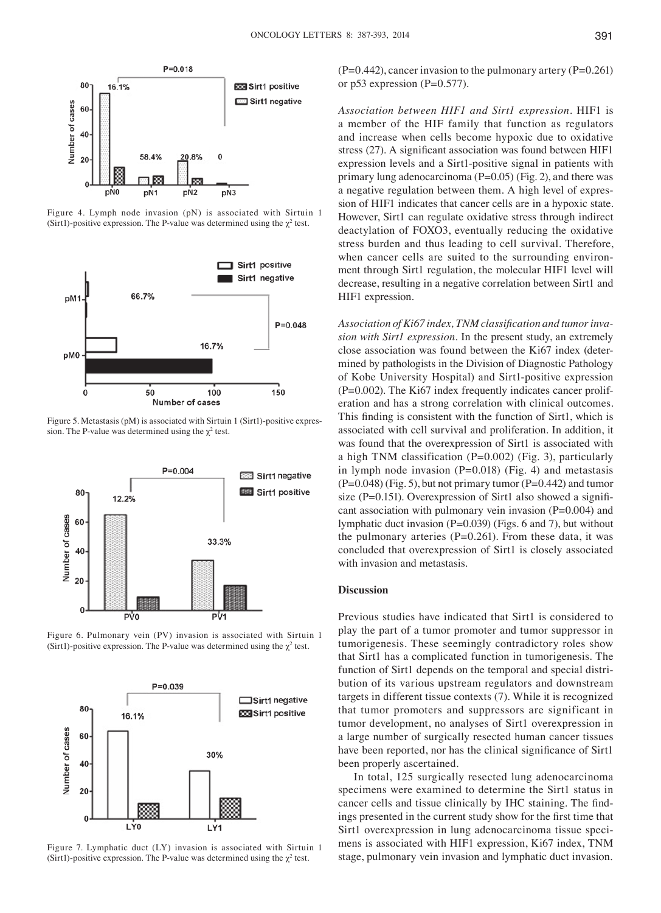Figure 4. Lymph node invasion (pN) is associated with Sirtuin 1 (Sirt1)-positive expression. The P-value was determined using the $\chi^2$ test.

Figure 5. Metastasis (pM) is associated with Sirtuin 1 (Sirt1)-positive expression. The P-value was determined using the $\chi^2$ test.

Figure 6. Pulmonary vein (PV) invasion is associated with Sirtuin 1 (Sirt1)-positive expression. The P-value was determined using the $\chi^2$ test.

Figure 7. Lymphatic duct (LY) invasion is associated with Sirtuin 1 (Sirt1)-positive expression. The P-value was determined using the $\chi^2$ test.

(P=0.442), cancer invasion to the pulmonary artery (P=0.261) or p53 expression (P=0.577).

*Association between HIF1 and Sirt1 expression.* HIF1 is a member of the HIF family that function as regulators and increase when cells become hypoxic due to oxidative stress (27). A significant association was found between HIF1 expression levels and a Sirt1-positive signal in patients with primary lung adenocarcinoma (P=0.05) (Fig. 2), and there was a negative regulation between them. A high level of expression of HIF1 indicates that cancer cells are in a hypoxic state. However, Sirt1 can regulate oxidative stress through indirect deactylation of FOXO3, eventually reducing the oxidative stress burden and thus leading to cell survival. Therefore, when cancer cells are suited to the surrounding environment through Sirt1 regulation, the molecular HIF1 level will decrease, resulting in a negative correlation between Sirt1 and HIF1 expression.

*Association of Ki67 index, TNM classification and tumor invasion with Sirt1 expression.* In the present study, an extremely close association was found between the Ki67 index (determined by pathologists in the Division of Diagnostic Pathology of Kobe University Hospital) and Sirt1-positive expression (P=0.002). The Ki67 index frequently indicates cancer proliferation and has a strong correlation with clinical outcomes. This finding is consistent with the function of Sirt1, which is associated with cell survival and proliferation. In addition, it was found that the overexpression of Sirt1 is associated with a high TNM classification (P=0.002) (Fig. 3), particularly in lymph node invasion (P=0.018) (Fig. 4) and metastasis (P=0.048) (Fig. 5), but not primary tumor (P=0.442) and tumor size (P=0.151). Overexpression of Sirt1 also showed a significant association with pulmonary vein invasion (P=0.004) and lymphatic duct invasion (P=0.039) (Figs. 6 and 7), but without the pulmonary arteries (P=0.261). From these data, it was concluded that overexpression of Sirt1 is closely associated with invasion and metastasis.

## Discussion

Previous studies have indicated that Sirt1 is considered to play the part of a tumor promoter and tumor suppressor in tumorigenesis. These seemingly contradictory roles show that Sirt1 has a complicated function in tumorigenesis. The function of Sirt1 depends on the temporal and special distribution of its various upstream regulators and downstream targets in different tissue contexts (7). While it is recognized that tumor promoters and suppressors are significant in tumor development, no analyses of Sirt1 overexpression in a large number of surgically resected human cancer tissues have been reported, nor has the clinical significance of Sirt1 been properly ascertained.

In total, 125 surgically resected lung adenocarcinoma specimens were examined to determine the Sirt1 status in cancer cells and tissue clinically by IHC staining. The findings presented in the current study show for the first time that Sirt1 overexpression in lung adenocarcinoma tissue specimens is associated with HIF1 expression, Ki67 index, TNM stage, pulmonary vein invasion and lymphatic duct invasion.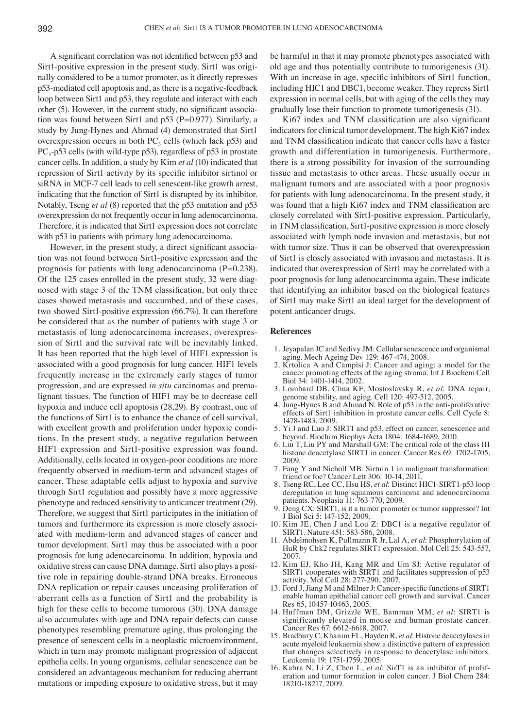A significant correlation was not identified between p53 and Sirt1-positive expression in the present study. Sirt1 was originally considered to be a tumor promoter, as it directly represses p53-mediated cell apoptosis and, as there is a negative-feedback loop between Sirt1 and p53, they regulate and interact with each other (5). However, in the current study, no significant association was found between Sirt1 and p53 (P=0.977). Similarly, a study by Jung-Hynes and Ahmad (4) demonstrated that Sirt1 overexpression occurs in both $PC_3$ cells (which lack p53) and $PC_3$-p53 cells (with wild-type p53), regardless of p53 in prostate cancer cells. In addition, a study by Kim *et al* (10) indicated that repression of Sirt1 activity by its specific inhibitor sirtinol or siRNA in MCF-7 cell leads to cell senescent-like growth arrest, indicating that the function of Sirt1 is disrupted by its inhibitor. Notably, Tseng *et al* (8) reported that the p53 mutation and p53 overexpression do not frequently occur in lung adenocarcinoma. Therefore, it is indicated that Sirt1 expression does not correlate with p53 in patients with primary lung adenocarcinoma.

However, in the present study, a direct significant association was not found between Sirt1-positive expression and the prognosis for patients with lung adenocarcinoma (P=0.238). Of the 125 cases enrolled in the present study, 32 were diagnosed with stage 3 of the TNM classification, but only three cases showed metastasis and succumbed, and of these cases, two showed Sirt1-positive expression (66.7%). It can therefore be considered that as the number of patients with stage 3 or metastasis of lung adenocarcinoma increases, overexpression of Sirt1 and the survival rate will be inevitably linked. It has been reported that the high level of HIF1 expression is associated with a good prognosis for lung cancer. HIF1 levels frequently increase in the extremely early stages of tumor progression, and are expressed *in situ* carcinomas and premalignant tissues. The function of HIF1 may be to decrease cell hypoxia and induce cell apoptosis (28,29). By contrast, one of the functions of Sirt1 is to enhance the chance of cell survival, with excellent growth and proliferation under hypoxic conditions. In the present study, a negative regulation between HIF1 expression and Sirt1-positive expression was found. Additionally, cells located in oxygen-poor conditions are more frequently observed in medium-term and advanced stages of cancer. These adaptable cells adjust to hypoxia and survive through Sirt1 regulation and possibly have a more aggressive phenotype and reduced sensitivity to anticancer treatment (29). Therefore, we suggest that Sirt1 participates in the initiation of tumors and furthermore its expression is more closely associated with medium-term and advanced stages of cancer and tumor development. Sirt1 may thus be associated with a poor prognosis for lung adenocarcinoma. In addition, hypoxia and oxidative stress can cause DNA damage. Sirt1 also plays a positive role in repairing double-strand DNA breaks. Erroneous DNA replication or repair causes unceasing proliferation of aberrant cells as a function of Sirt1 and the probability is high for these cells to become tumorous (30). DNA damage also accumulates with age and DNA repair defects can cause phenotypes resembling premature aging, thus prolonging the presence of senescent cells in a neoplastic microenvironment, which in turn may promote malignant progression of adjacent epithelia cells. In young organisms, cellular senescence can be considered an advantageous mechanism for reducing aberrant mutations or impeding exposure to oxidative stress, but it may be harmful in that it may promote phenotypes associated with old age and thus potentially contribute to tumorigenesis (31). With an increase in age, specific inhibitors of Sirt1 function, including HIC1 and DBC1, become weaker. They repress Sirt1 expression in normal cells, but with aging of the cells they may gradually lose their function to promote tumorigenesis (31).

Ki67 index and TNM classification are also significant indicators for clinical tumor development. The high Ki67 index and TNM classification indicate that cancer cells have a faster growth and differentiation in tumorigenesis. Furthermore, there is a strong possibility for invasion of the surrounding tissue and metastasis to other areas. These usually occur in malignant tumors and are associated with a poor prognosis for patients with lung adenocarcinoma. In the present study, it was found that a high Ki67 index and TNM classification are closely correlated with Sirt1-positive expression. Particularly, in TNM classification, Sirt1-positive expression is more closely associated with lymph node invasion and metastasis, but not with tumor size. Thus it can be observed that overexpression of Sirt1 is closely associated with invasion and metastasis. It is indicated that overexpression of Sirt1 may be correlated with a poor prognosis for lung adenocarcinoma again. These indicate that identifying an inhibitor based on the biological features of Sirt1 may make Sirt1 an ideal target for the development of potent anticancer drugs.

## References

1. Jeyapalan JC and Sedivy JM: Cellular senescence and organismal aging. Mech Ageing Dev 129: 467-474, 2008.
2. Krtolica A and Campisi J: Cancer and aging: a model for the cancer promoting effects of the aging stroma. Int J Biochem Cell Biol 34: 1401-1414, 2002.
3. Lombard DB, Chua KF, Mostoslavsky R, *et al*: DNA repair, genome stability, and aging. Cell 120: 497-512, 2005.
4. Jung-Hynes B and Ahmad N: Role of p53 in the anti-proliferative effects of Sirt1 inhibition in prostate cancer cells. Cell Cycle 8: 1478-1483, 2009.
5. Yi J and Luo J: SIRT1 and p53, effect on cancer, senescence and beyond. Biochim Biophys Acta 1804: 1684-1689, 2010.
6. Liu T, Liu PY and Marshall GM: The critical role of the class III histone deacetylase SIRT1 in cancer. Cancer Res 69: 1702-1705, 2009.
7. Fang Y and Nicholl MB: Sirtuin 1 in malignant transformation: friend or foe? Cancer Lett 306: 10-14, 2011.
8. Tseng RC, Lee CC, Hsu HS, *et al*: Distinct HIC1-SIRT1-p53 loop deregulation in lung squamous carcinoma and adenocarcinoma patients. Neoplasia 11: 763-770, 2009.
9. Deng CX: SIRT1, is it a tumor promoter or tumor suppressor? Int J Biol Sci 5: 147-152, 2009.
10. Kim JE, Chen J and Lou Z: DBC1 is a negative regulator of SIRT1. Nature 451: 583-586, 2008.
11. Abdelmohsen K, Pullmann R Jr, Lal A, *et al*: Phosphorylation of HuR by Chk2 regulates SIRT1 expression. Mol Cell 25: 543-557, 2007.
12. Kim EJ, Kho JH, Kang MR and Um SJ: Active regulator of SIRT1 cooperates with SIRT1 and facilitates suppression of p53 activity. Mol Cell 28: 277-290, 2007.
13. Ford J, Jiang M and Milner J: Cancer-specific functions of SIRT1 enable human epithelial cancer cell growth and survival. Cancer Res 65, 10457-10463, 2005.
14. Huffman DM, Grizzle WE, Bamman MM, *et al*: SIRT1 is significantly elevated in mouse and human prostate cancer. Cancer Res 67: 6612-6618, 2007.
15. Bradbury C, Khanim FL, Hayden R, *et al*: Histone deacetylases in acute myeloid leukaemia show a distinctive pattern of expression that changes selectively in response to deacetylase inhibitors. Leukemia 19: 1751-1759, 2005.
16. Kabra N, Li Z, Chen L, *et al*: SirT1 is an inhibitor of proliferation and tumor formation in colon cancer. J Biol Chem 284: 18210-18217, 2009.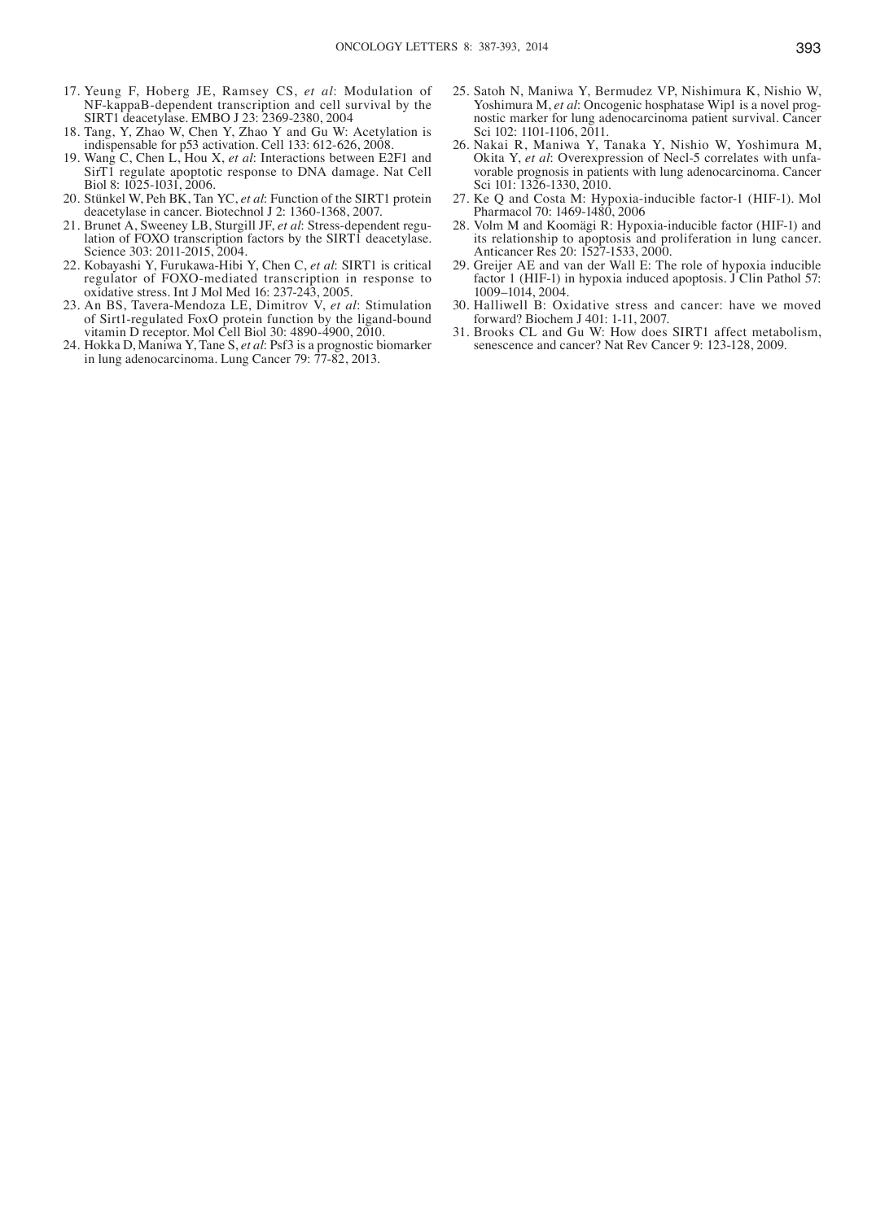17. Yeung F, Hoberg JE, Ramsey CS, *et al*: Modulation of NF-kappaB-dependent transcription and cell survival by the SIRT1 deacetylase. EMBO J 23: 2369-2380, 2004
18. Tang, Y, Zhao W, Chen Y, Zhao Y and Gu W: Acetylation is indispensable for p53 activation. Cell 133: 612-626, 2008.
19. Wang C, Chen L, Hou X, *et al*: Interactions between E2F1 and SirT1 regulate apoptotic response to DNA damage. Nat Cell Biol 8: 1025-1031, 2006.
20. Stünkel W, Peh BK, Tan YC, *et al*: Function of the SIRT1 protein deacetylase in cancer. Biotechnol J 2: 1360-1368, 2007.
21. Brunet A, Sweeney LB, Sturgill JF, *et al*: Stress-dependent regulation of FOXO transcription factors by the SIRT1 deacetylase. Science 303: 2011-2015, 2004.
22. Kobayashi Y, Furukawa-Hibi Y, Chen C, *et al*: SIRT1 is critical regulator of FOXO-mediated transcription in response to oxidative stress. Int J Mol Med 16: 237-243, 2005.
23. An BS, Tavera-Mendoza LE, Dimitrov V, *et al*: Stimulation of Sirt1-regulated FoxO protein function by the ligand-bound vitamin D receptor. Mol Cell Biol 30: 4890-4900, 2010.
24. Hokka D, Maniwa Y, Tane S, *et al*: Psf3 is a prognostic biomarker in lung adenocarcinoma. Lung Cancer 79: 77-82, 2013.
25. Satoh N, Maniwa Y, Bermudez VP, Nishimura K, Nishio W, Yoshimura M, *et al*: Oncogenic hosphatase Wip1 is a novel prognostic marker for lung adenocarcinoma patient survival. Cancer Sci 102: 1101-1106, 2011.
26. Nakai R, Maniwa Y, Tanaka Y, Nishio W, Yoshimura M, Okita Y, *et al*: Overexpression of Necl-5 correlates with unfavorable prognosis in patients with lung adenocarcinoma. Cancer Sci 101: 1326-1330, 2010.
27. Ke Q and Costa M: Hypoxia-inducible factor-1 (HIF-1). Mol Pharmacol 70: 1469-1480, 2006
28. Volm M and Koomägi R: Hypoxia-inducible factor (HIF-1) and its relationship to apoptosis and proliferation in lung cancer. Anticancer Res 20: 1527-1533, 2000.
29. Greijer AE and van der Wall E: The role of hypoxia inducible factor 1 (HIF-1) in hypoxia induced apoptosis. J Clin Pathol 57: 1009–1014, 2004.
30. Halliwell B: Oxidative stress and cancer: have we moved forward? Biochem J 401: 1-11, 2007.
31. Brooks CL and Gu W: How does SIRT1 affect metabolism, senescence and cancer? Nat Rev Cancer 9: 123-128, 2009.